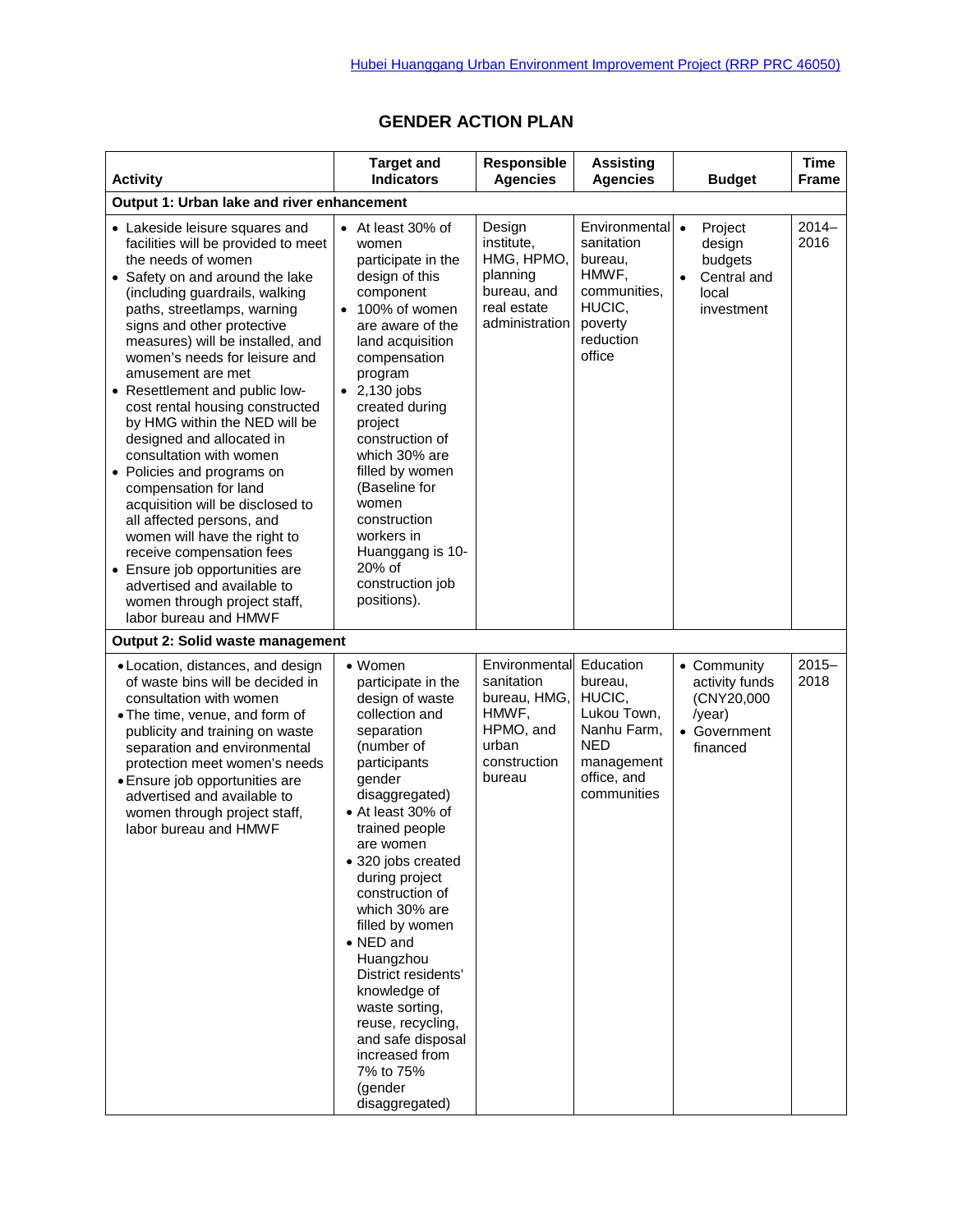# GENDER ACTION PLAN

| Activity | Target and Indicators | Responsible Agencies | Assisting Agencies | Budget | Time Frame |
|---|---|---|---|---|---|
| **Output 1: Urban lake and river enhancement** | | | | | |
| • Lakeside leisure squares and facilities will be provided to meet the needs of women<br>• Safety on and around the lake (including guardrails, walking paths, streetlamps, warning signs and other protective measures) will be installed, and women's needs for leisure and amusement are met<br>• Resettlement and public low-cost rental housing constructed by HMG within the NED will be designed and allocated in consultation with women<br>• Policies and programs on compensation for land acquisition will be disclosed to all affected persons, and women will have the right to receive compensation fees<br>• Ensure job opportunities are advertised and available to women through project staff, labor bureau and HMWF | • At least 30% of women participate in the design of this component<br>• 100% of women are aware of the land acquisition compensation program<br>• 2,130 jobs created during project construction of which 30% are filled by women (Baseline for women construction workers in Huanggang is 10-20% of construction job positions). | Design institute, HMG, HPMO, planning bureau, and real estate administration | Environmental sanitation bureau, HMWF, communities, HUCIC, poverty reduction office | • Project design budgets<br>• Central and local investment | 2014–2016 |
| **Output 2: Solid waste management** | | | | | |
| • Location, distances, and design of waste bins will be decided in consultation with women<br>• The time, venue, and form of publicity and training on waste separation and environmental protection meet women's needs<br>• Ensure job opportunities are advertised and available to women through project staff, labor bureau and HMWF | • Women participate in the design of waste collection and separation (number of participants gender disaggregated)<br>• At least 30% of trained people are women<br>• 320 jobs created during project construction of which 30% are filled by women<br>• NED and Huangzhou District residents' knowledge of waste sorting, reuse, recycling, and safe disposal increased from 7% to 75% (gender disaggregated) | Environmental sanitation bureau, HMG, HMWF, HPMO, and urban construction bureau | Education bureau, HUCIC, Lukou Town, Nanhu Farm, NED management office, and communities | • Community activity funds (CNY20,000 /year)<br>• Government financed | 2015–2018 |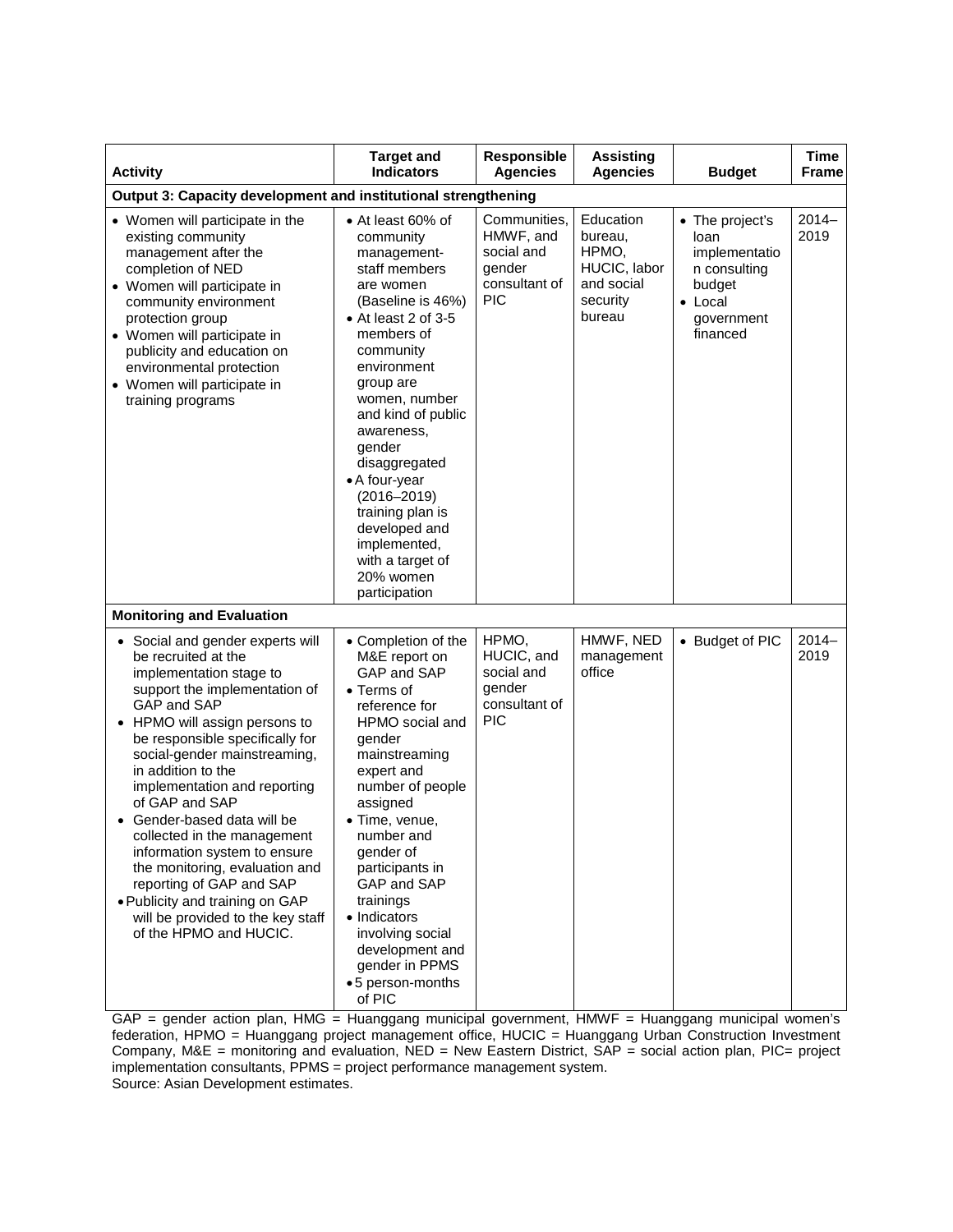| Activity | Target and Indicators | Responsible Agencies | Assisting Agencies | Budget | Time Frame |
|---|---|---|---|---|---|
| **Output 3: Capacity development and institutional strengthening** | | | | | |
| • Women will participate in the existing community management after the completion of NED<br>• Women will participate in community environment protection group<br>• Women will participate in publicity and education on environmental protection<br>• Women will participate in training programs | • At least 60% of community management-staff members are women (Baseline is 46%)<br>• At least 2 of 3-5 members of community environment group are women, number and kind of public awareness, gender disaggregated<br>• A four-year (2016–2019) training plan is developed and implemented, with a target of 20% women participation | Communities, HMWF, and social and gender consultant of PIC | Education bureau, HPMO, HUCIC, labor and social security bureau | • The project's loan implementation consulting budget<br>• Local government financed | 2014–2019 |
| **Monitoring and Evaluation** | | | | | |
| • Social and gender experts will be recruited at the implementation stage to support the implementation of GAP and SAP<br>• HPMO will assign persons to be responsible specifically for social-gender mainstreaming, in addition to the implementation and reporting of GAP and SAP<br>• Gender-based data will be collected in the management information system to ensure the monitoring, evaluation and reporting of GAP and SAP<br>• Publicity and training on GAP will be provided to the key staff of the HPMO and HUCIC. | • Completion of the M&E report on GAP and SAP<br>• Terms of reference for HPMO social and gender mainstreaming expert and number of people assigned<br>• Time, venue, number and gender of participants in GAP and SAP trainings<br>• Indicators involving social development and gender in PPMS<br>• 5 person-months of PIC | HPMO, HUCIC, and social and gender consultant of PIC | HMWF, NED management office | • Budget of PIC | 2014–2019 |

GAP = gender action plan, HMG = Huanggang municipal government, HMWF = Huanggang municipal women's federation, HPMO = Huanggang project management office, HUCIC = Huanggang Urban Construction Investment Company, M&E = monitoring and evaluation, NED = New Eastern District, SAP = social action plan, PIC= project implementation consultants, PPMS = project performance management system.

Source: Asian Development estimates.